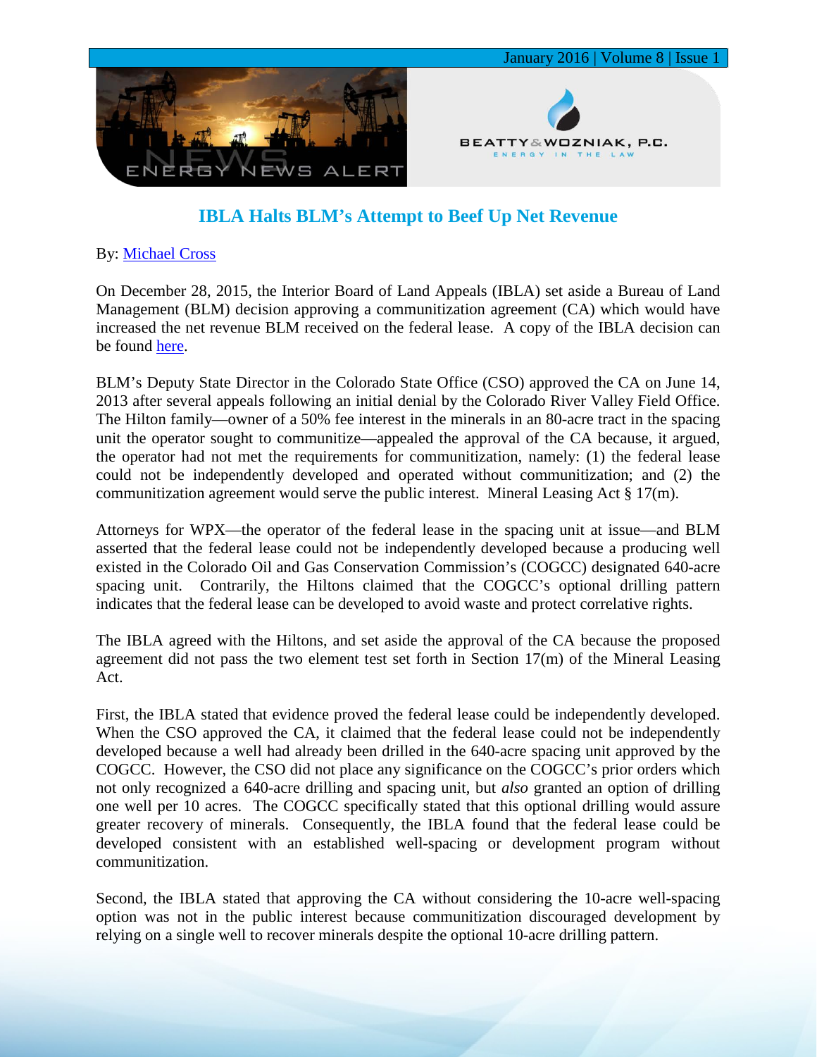# IBLA Halts BLM's Attempt to Beef Up Net Revenue

By: Michael Cross

On December 28, 2015, the Interior Board of Land Appeals (IBLA) set aside a Bureau of Land Management (BLM) decision approving a communitization agreement (CA) which would have increased the net revenue BLM received on the federal lease. A copy of the IBLA decision can be found here.

BLM's Deputy State Director in the Colorado State Office (CSO) approved the CA on June 14, 2013 after several appeals following an initial denial by the Colorado River Valley Field Office. The Hilton family—owner of a 50% fee interest in the minerals in an 80-acre tract in the spacing unit the operator sought to communitize—appealed the approval of the CA because, it argued, the operator had not met the requirements for communitization, namely: (1) the federal lease could not be independently developed and operated without communitization; and (2) the communitization agreement would serve the public interest. Mineral Leasing Act § 17(m).

Attorneys for WPX—the operator of the federal lease in the spacing unit at issue—and BLM asserted that the federal lease could not be independently developed because a producing well existed in the Colorado Oil and Gas Conservation Commission's (COGCC) designated 640-acre spacing unit. Contrarily, the Hiltons claimed that the COGCC's optional drilling pattern indicates that the federal lease can be developed to avoid waste and protect correlative rights.

The IBLA agreed with the Hiltons, and set aside the approval of the CA because the proposed agreement did not pass the two element test set forth in Section 17(m) of the Mineral Leasing Act.

First, the IBLA stated that evidence proved the federal lease could be independently developed. When the CSO approved the CA, it claimed that the federal lease could not be independently developed because a well had already been drilled in the 640-acre spacing unit approved by the COGCC. However, the CSO did not place any significance on the COGCC's prior orders which not only recognized a 640-acre drilling and spacing unit, but *also* granted an option of drilling one well per 10 acres. The COGCC specifically stated that this optional drilling would assure greater recovery of minerals. Consequently, the IBLA found that the federal lease could be developed consistent with an established well-spacing or development program without communitization.

Second, the IBLA stated that approving the CA without considering the 10-acre well-spacing option was not in the public interest because communitization discouraged development by relying on a single well to recover minerals despite the optional 10-acre drilling pattern.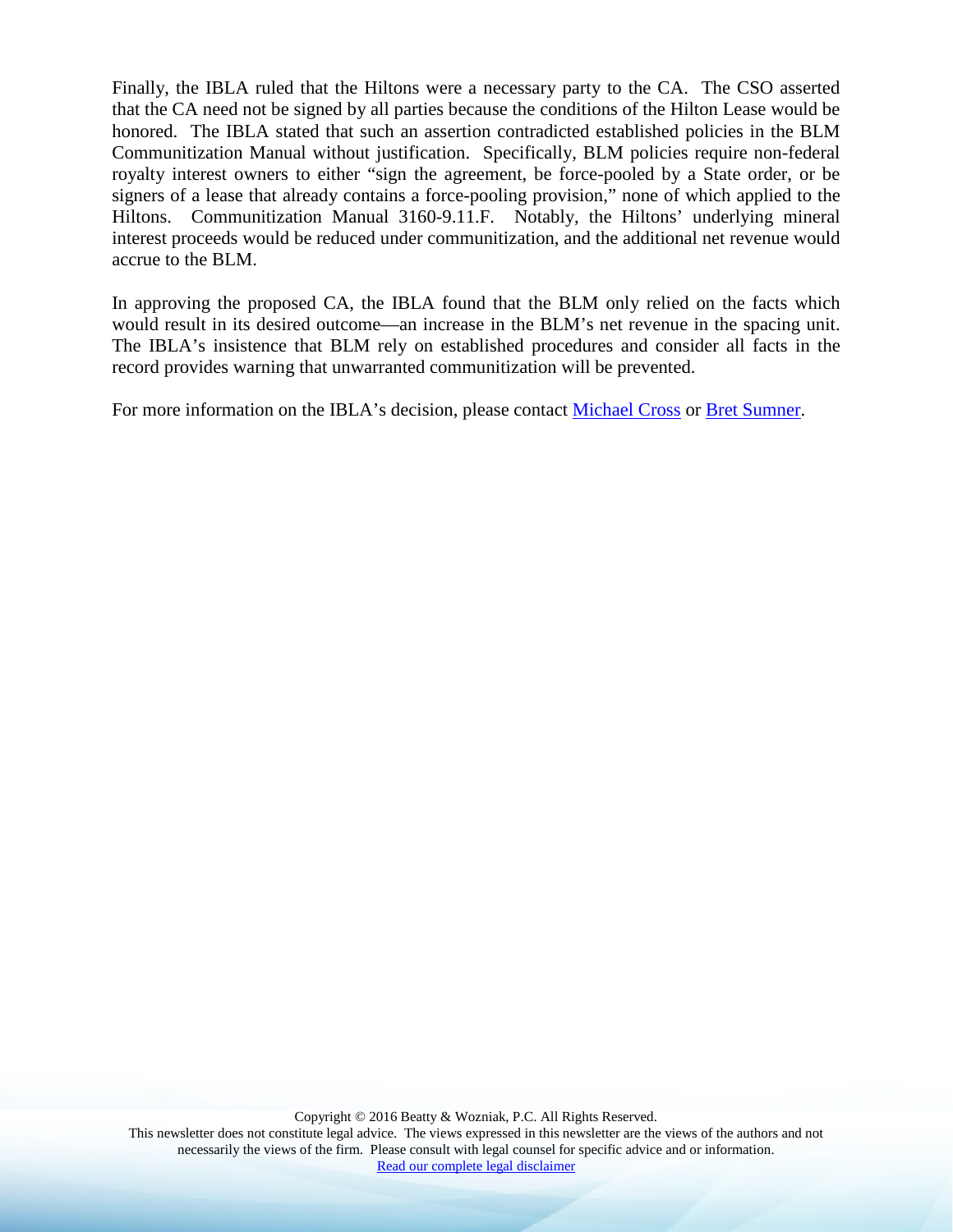Finally, the IBLA ruled that the Hiltons were a necessary party to the CA. The CSO asserted that the CA need not be signed by all parties because the conditions of the Hilton Lease would be honored. The IBLA stated that such an assertion contradicted established policies in the BLM Communitization Manual without justification. Specifically, BLM policies require non-federal royalty interest owners to either "sign the agreement, be force-pooled by a State order, or be signers of a lease that already contains a force-pooling provision," none of which applied to the Hiltons. Communitization Manual 3160-9.11.F. Notably, the Hiltons' underlying mineral interest proceeds would be reduced under communitization, and the additional net revenue would accrue to the BLM.

In approving the proposed CA, the IBLA found that the BLM only relied on the facts which would result in its desired outcome—an increase in the BLM's net revenue in the spacing unit. The IBLA's insistence that BLM rely on established procedures and consider all facts in the record provides warning that unwarranted communitization will be prevented.

For more information on the IBLA's decision, please contact Michael Cross or Bret Sumner.

Copyright © 2016 Beatty & Wozniak, P.C. All Rights Reserved.
This newsletter does not constitute legal advice. The views expressed in this newsletter are the views of the authors and not necessarily the views of the firm. Please consult with legal counsel for specific advice and or information.
Read our complete legal disclaimer